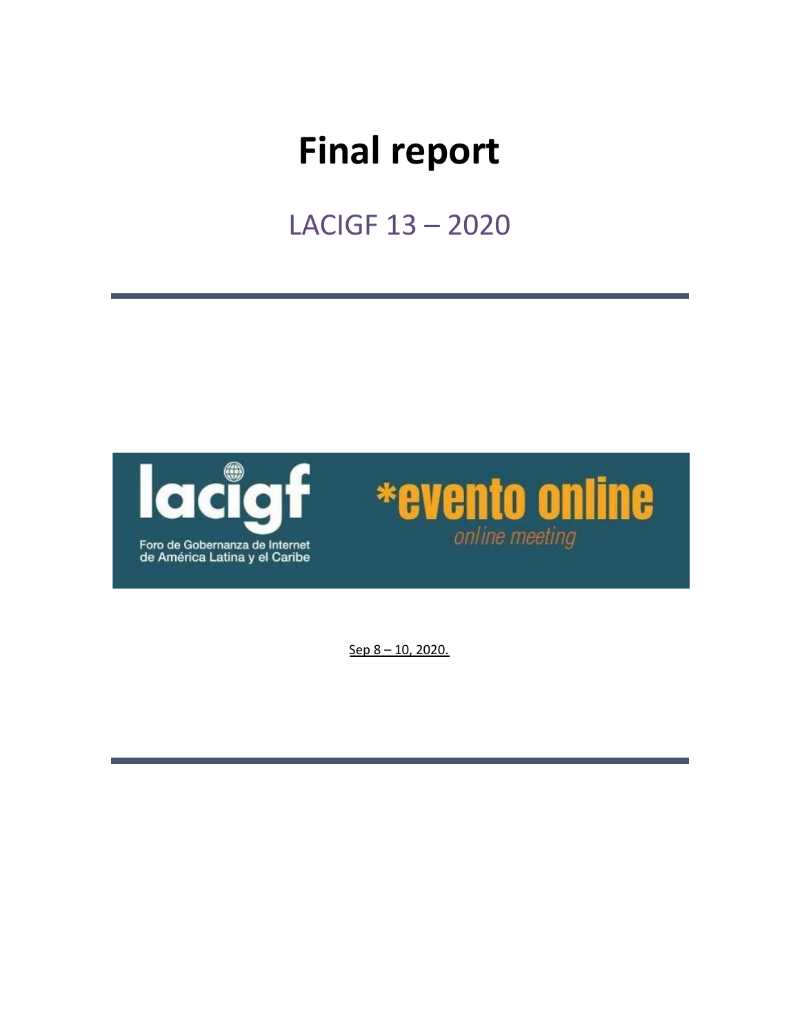# Final report

## LACIGF 13 – 2020

lacigf

Foro de Gobernanza de Internet de América Latina y el Caribe

*evento online

*online meeting*

Sep 8 – 10, 2020.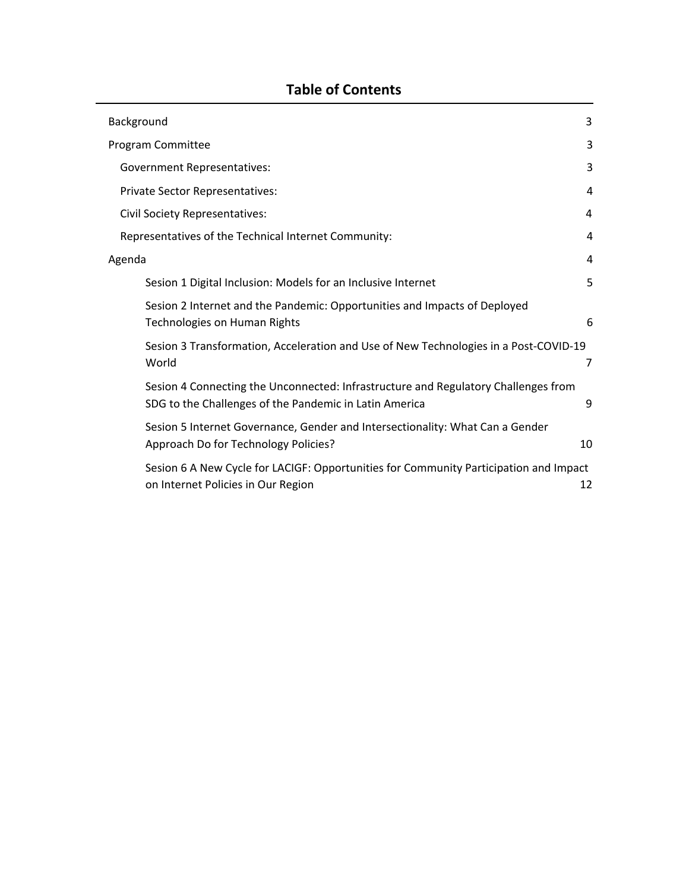# Table of Contents

| | |
|---|---|
| Background | 3 |
| Program Committee | 3 |
| Government Representatives: | 3 |
| Private Sector Representatives: | 4 |
| Civil Society Representatives: | 4 |
| Representatives of the Technical Internet Community: | 4 |
| Agenda | 4 |
| Sesion 1 Digital Inclusion: Models for an Inclusive Internet | 5 |
| Sesion 2 Internet and the Pandemic: Opportunities and Impacts of Deployed Technologies on Human Rights | 6 |
| Sesion 3 Transformation, Acceleration and Use of New Technologies in a Post-COVID-19 World | 7 |
| Sesion 4 Connecting the Unconnected: Infrastructure and Regulatory Challenges from SDG to the Challenges of the Pandemic in Latin America | 9 |
| Sesion 5 Internet Governance, Gender and Intersectionality: What Can a Gender Approach Do for Technology Policies? | 10 |
| Sesion 6 A New Cycle for LACIGF: Opportunities for Community Participation and Impact on Internet Policies in Our Region | 12 |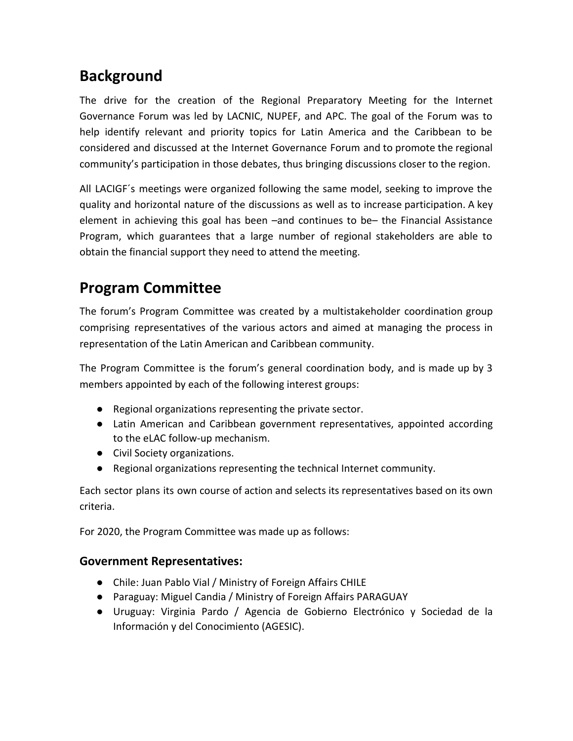## Background

The drive for the creation of the Regional Preparatory Meeting for the Internet Governance Forum was led by LACNIC, NUPEF, and APC. The goal of the Forum was to help identify relevant and priority topics for Latin America and the Caribbean to be considered and discussed at the Internet Governance Forum and to promote the regional community's participation in those debates, thus bringing discussions closer to the region.

All LACIGF´s meetings were organized following the same model, seeking to improve the quality and horizontal nature of the discussions as well as to increase participation. A key element in achieving this goal has been –and continues to be– the Financial Assistance Program, which guarantees that a large number of regional stakeholders are able to obtain the financial support they need to attend the meeting.

## Program Committee

The forum's Program Committee was created by a multistakeholder coordination group comprising representatives of the various actors and aimed at managing the process in representation of the Latin American and Caribbean community.

The Program Committee is the forum's general coordination body, and is made up by 3 members appointed by each of the following interest groups:

- Regional organizations representing the private sector.
- Latin American and Caribbean government representatives, appointed according to the eLAC follow-up mechanism.
- Civil Society organizations.
- Regional organizations representing the technical Internet community.

Each sector plans its own course of action and selects its representatives based on its own criteria.

For 2020, the Program Committee was made up as follows:

### Government Representatives:

- Chile: Juan Pablo Vial / Ministry of Foreign Affairs CHILE
- Paraguay: Miguel Candia / Ministry of Foreign Affairs PARAGUAY
- Uruguay: Virginia Pardo / Agencia de Gobierno Electrónico y Sociedad de la Información y del Conocimiento (AGESIC).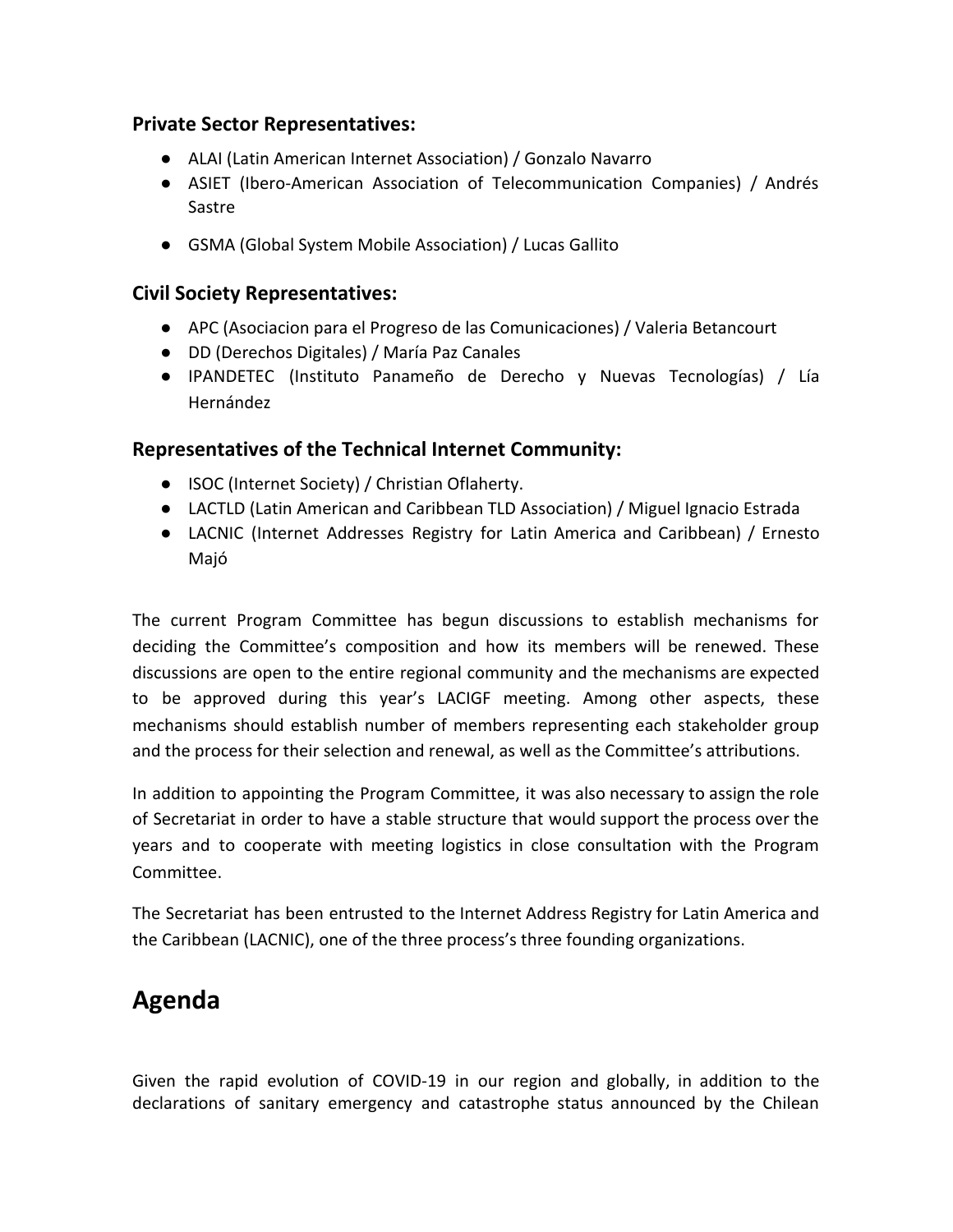### Private Sector Representatives:

- ALAI (Latin American Internet Association) / Gonzalo Navarro
- ASIET (Ibero-American Association of Telecommunication Companies) / Andrés Sastre
- GSMA (Global System Mobile Association) / Lucas Gallito

### Civil Society Representatives:

- APC (Asociacion para el Progreso de las Comunicaciones) / Valeria Betancourt
- DD (Derechos Digitales) / María Paz Canales
- IPANDETEC (Instituto Panameño de Derecho y Nuevas Tecnologías) / Lía Hernández

### Representatives of the Technical Internet Community:

- ISOC (Internet Society) / Christian Oflaherty.
- LACTLD (Latin American and Caribbean TLD Association) / Miguel Ignacio Estrada
- LACNIC (Internet Addresses Registry for Latin America and Caribbean) / Ernesto Majó

The current Program Committee has begun discussions to establish mechanisms for deciding the Committee's composition and how its members will be renewed. These discussions are open to the entire regional community and the mechanisms are expected to be approved during this year's LACIGF meeting. Among other aspects, these mechanisms should establish number of members representing each stakeholder group and the process for their selection and renewal, as well as the Committee's attributions.

In addition to appointing the Program Committee, it was also necessary to assign the role of Secretariat in order to have a stable structure that would support the process over the years and to cooperate with meeting logistics in close consultation with the Program Committee.

The Secretariat has been entrusted to the Internet Address Registry for Latin America and the Caribbean (LACNIC), one of the three process's three founding organizations.

## Agenda

Given the rapid evolution of COVID-19 in our region and globally, in addition to the declarations of sanitary emergency and catastrophe status announced by the Chilean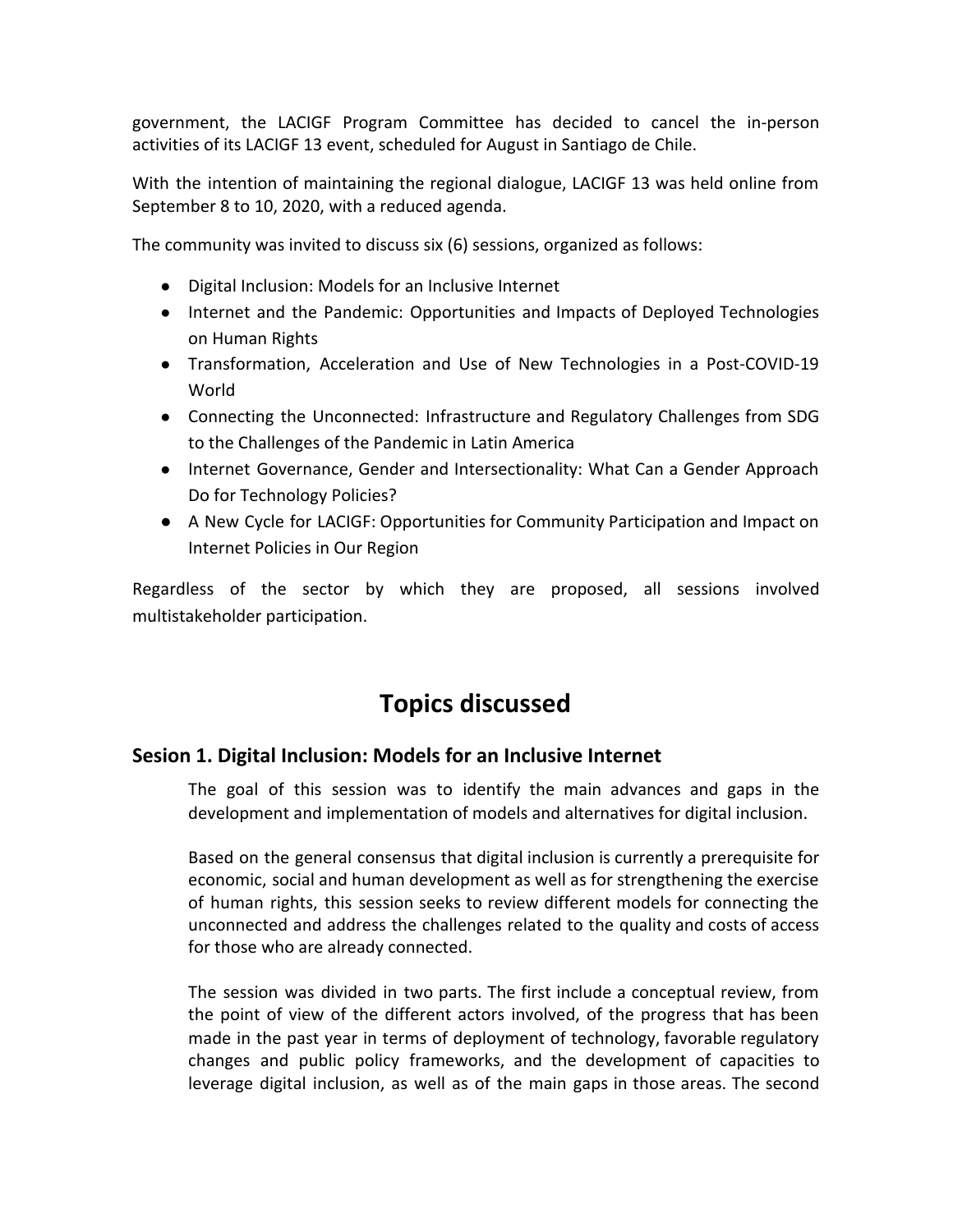government, the LACIGF Program Committee has decided to cancel the in-person activities of its LACIGF 13 event, scheduled for August in Santiago de Chile.

With the intention of maintaining the regional dialogue, LACIGF 13 was held online from September 8 to 10, 2020, with a reduced agenda.

The community was invited to discuss six (6) sessions, organized as follows:

- Digital Inclusion: Models for an Inclusive Internet
- Internet and the Pandemic: Opportunities and Impacts of Deployed Technologies on Human Rights
- Transformation, Acceleration and Use of New Technologies in a Post-COVID-19 World
- Connecting the Unconnected: Infrastructure and Regulatory Challenges from SDG to the Challenges of the Pandemic in Latin America
- Internet Governance, Gender and Intersectionality: What Can a Gender Approach Do for Technology Policies?
- A New Cycle for LACIGF: Opportunities for Community Participation and Impact on Internet Policies in Our Region

Regardless of the sector by which they are proposed, all sessions involved multistakeholder participation.

# Topics discussed

## Sesion 1. Digital Inclusion: Models for an Inclusive Internet

The goal of this session was to identify the main advances and gaps in the development and implementation of models and alternatives for digital inclusion.

Based on the general consensus that digital inclusion is currently a prerequisite for economic, social and human development as well as for strengthening the exercise of human rights, this session seeks to review different models for connecting the unconnected and address the challenges related to the quality and costs of access for those who are already connected.

The session was divided in two parts. The first include a conceptual review, from the point of view of the different actors involved, of the progress that has been made in the past year in terms of deployment of technology, favorable regulatory changes and public policy frameworks, and the development of capacities to leverage digital inclusion, as well as of the main gaps in those areas. The second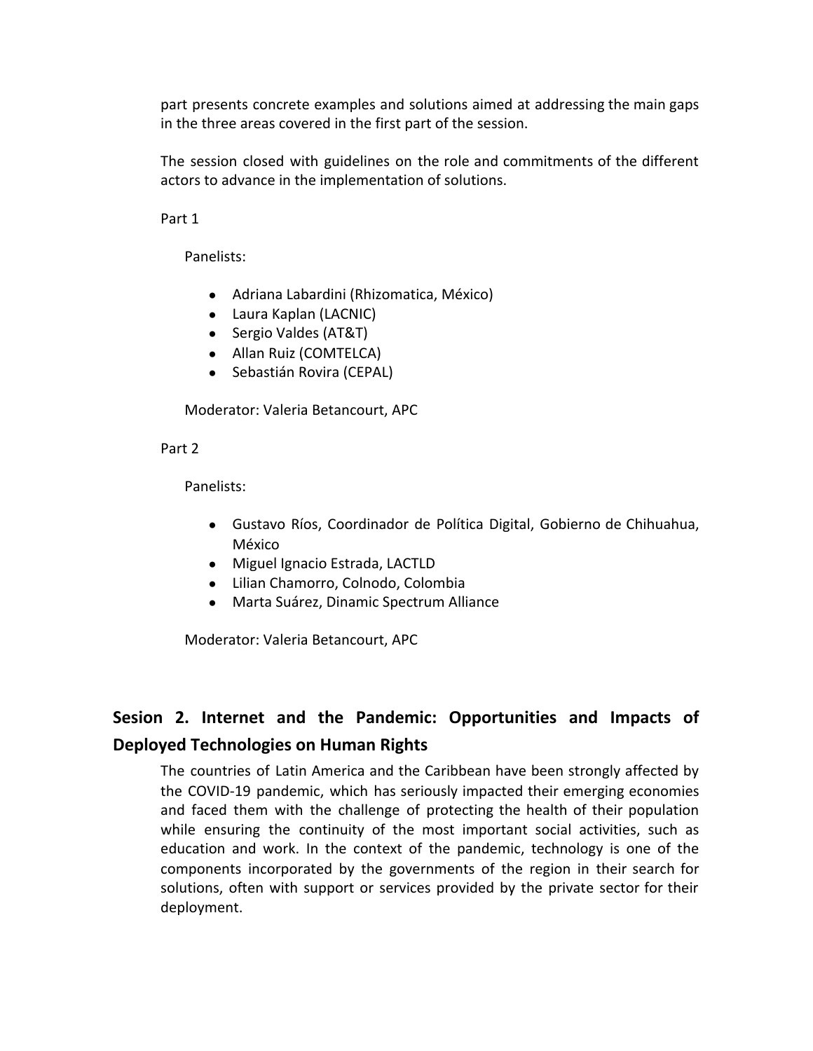part presents concrete examples and solutions aimed at addressing the main gaps in the three areas covered in the first part of the session.

The session closed with guidelines on the role and commitments of the different actors to advance in the implementation of solutions.

Part 1

Panelists:

- Adriana Labardini (Rhizomatica, México)
- Laura Kaplan (LACNIC)
- Sergio Valdes (AT&T)
- Allan Ruiz (COMTELCA)
- Sebastián Rovira (CEPAL)

Moderator: Valeria Betancourt, APC

Part 2

Panelists:

- Gustavo Ríos, Coordinador de Política Digital, Gobierno de Chihuahua, México
- Miguel Ignacio Estrada, LACTLD
- Lilian Chamorro, Colnodo, Colombia
- Marta Suárez, Dinamic Spectrum Alliance

Moderator: Valeria Betancourt, APC

## Sesion 2. Internet and the Pandemic: Opportunities and Impacts of Deployed Technologies on Human Rights

The countries of Latin America and the Caribbean have been strongly affected by the COVID-19 pandemic, which has seriously impacted their emerging economies and faced them with the challenge of protecting the health of their population while ensuring the continuity of the most important social activities, such as education and work. In the context of the pandemic, technology is one of the components incorporated by the governments of the region in their search for solutions, often with support or services provided by the private sector for their deployment.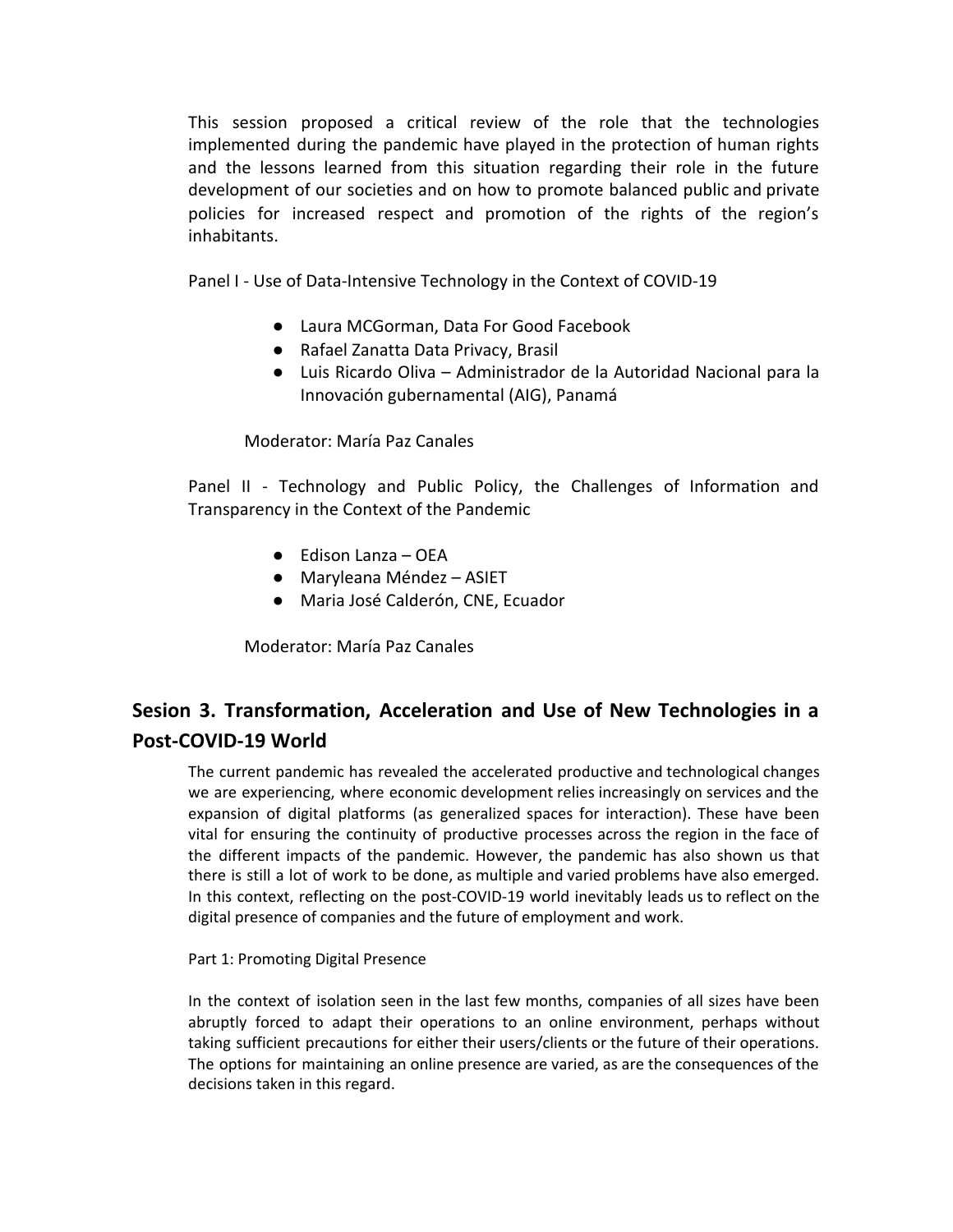This session proposed a critical review of the role that the technologies implemented during the pandemic have played in the protection of human rights and the lessons learned from this situation regarding their role in the future development of our societies and on how to promote balanced public and private policies for increased respect and promotion of the rights of the region's inhabitants.

Panel I - Use of Data-Intensive Technology in the Context of COVID-19

- Laura MCGorman, Data For Good Facebook
- Rafael Zanatta Data Privacy, Brasil
- Luis Ricardo Oliva – Administrador de la Autoridad Nacional para la Innovación gubernamental (AIG), Panamá

Moderator: María Paz Canales

Panel II - Technology and Public Policy, the Challenges of Information and Transparency in the Context of the Pandemic

- Edison Lanza – OEA
- Maryleana Méndez – ASIET
- Maria José Calderón, CNE, Ecuador

Moderator: María Paz Canales

## Sesion 3. Transformation, Acceleration and Use of New Technologies in a Post-COVID-19 World

The current pandemic has revealed the accelerated productive and technological changes we are experiencing, where economic development relies increasingly on services and the expansion of digital platforms (as generalized spaces for interaction). These have been vital for ensuring the continuity of productive processes across the region in the face of the different impacts of the pandemic. However, the pandemic has also shown us that there is still a lot of work to be done, as multiple and varied problems have also emerged. In this context, reflecting on the post-COVID-19 world inevitably leads us to reflect on the digital presence of companies and the future of employment and work.

Part 1: Promoting Digital Presence

In the context of isolation seen in the last few months, companies of all sizes have been abruptly forced to adapt their operations to an online environment, perhaps without taking sufficient precautions for either their users/clients or the future of their operations. The options for maintaining an online presence are varied, as are the consequences of the decisions taken in this regard.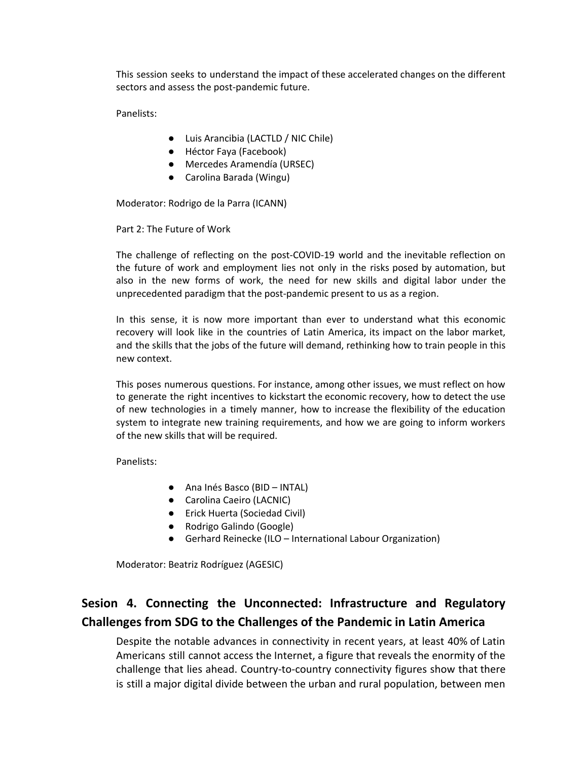This session seeks to understand the impact of these accelerated changes on the different sectors and assess the post-pandemic future.

Panelists:

- Luis Arancibia (LACTLD / NIC Chile)
- Héctor Faya (Facebook)
- Mercedes Aramendía (URSEC)
- Carolina Barada (Wingu)

Moderator: Rodrigo de la Parra (ICANN)

Part 2: The Future of Work

The challenge of reflecting on the post-COVID-19 world and the inevitable reflection on the future of work and employment lies not only in the risks posed by automation, but also in the new forms of work, the need for new skills and digital labor under the unprecedented paradigm that the post-pandemic present to us as a region.

In this sense, it is now more important than ever to understand what this economic recovery will look like in the countries of Latin America, its impact on the labor market, and the skills that the jobs of the future will demand, rethinking how to train people in this new context.

This poses numerous questions. For instance, among other issues, we must reflect on how to generate the right incentives to kickstart the economic recovery, how to detect the use of new technologies in a timely manner, how to increase the flexibility of the education system to integrate new training requirements, and how we are going to inform workers of the new skills that will be required.

Panelists:

- Ana Inés Basco (BID – INTAL)
- Carolina Caeiro (LACNIC)
- Erick Huerta (Sociedad Civil)
- Rodrigo Galindo (Google)
- Gerhard Reinecke (ILO – International Labour Organization)

Moderator: Beatriz Rodríguez (AGESIC)

## Sesion 4. Connecting the Unconnected: Infrastructure and Regulatory Challenges from SDG to the Challenges of the Pandemic in Latin America

Despite the notable advances in connectivity in recent years, at least 40% of Latin Americans still cannot access the Internet, a figure that reveals the enormity of the challenge that lies ahead. Country-to-country connectivity figures show that there is still a major digital divide between the urban and rural population, between men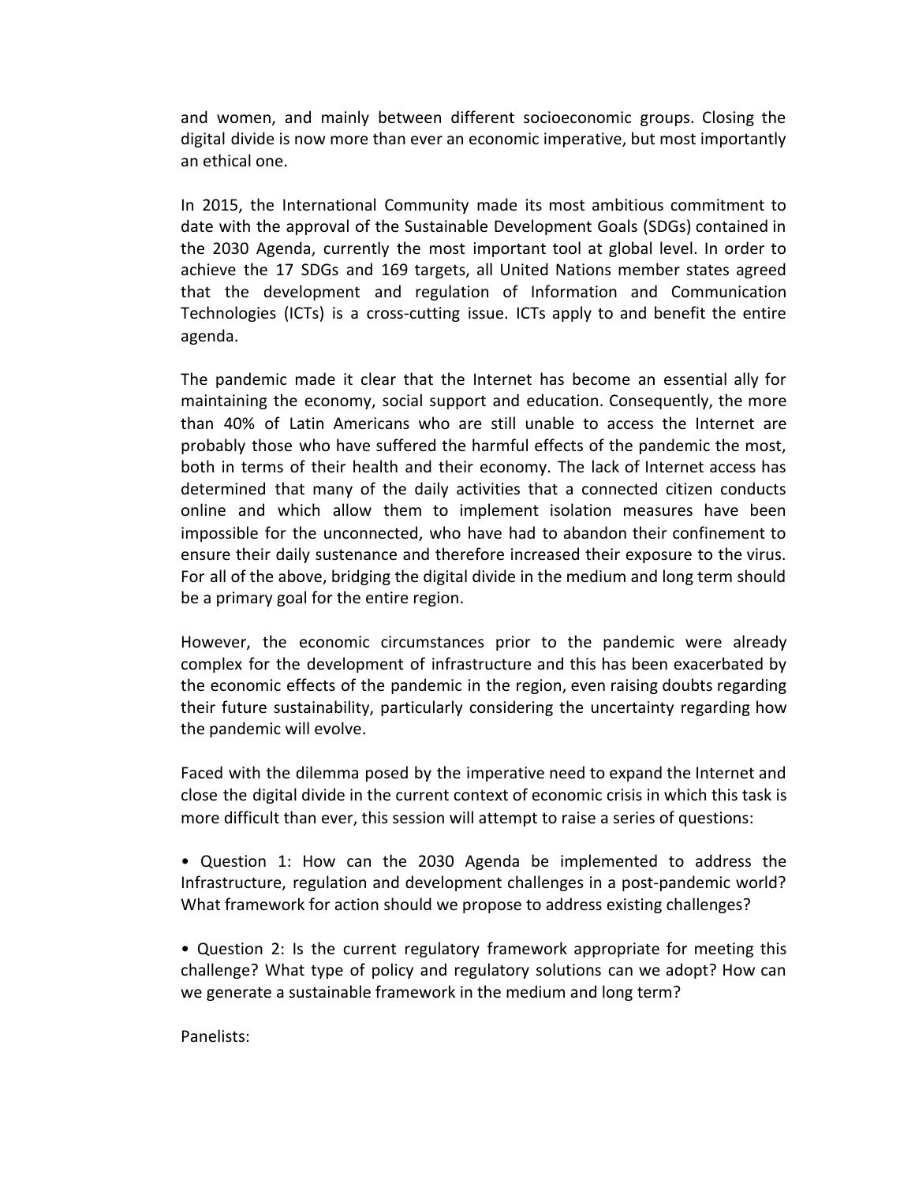and women, and mainly between different socioeconomic groups. Closing the digital divide is now more than ever an economic imperative, but most importantly an ethical one.

In 2015, the International Community made its most ambitious commitment to date with the approval of the Sustainable Development Goals (SDGs) contained in the 2030 Agenda, currently the most important tool at global level. In order to achieve the 17 SDGs and 169 targets, all United Nations member states agreed that the development and regulation of Information and Communication Technologies (ICTs) is a cross-cutting issue. ICTs apply to and benefit the entire agenda.

The pandemic made it clear that the Internet has become an essential ally for maintaining the economy, social support and education. Consequently, the more than 40% of Latin Americans who are still unable to access the Internet are probably those who have suffered the harmful effects of the pandemic the most, both in terms of their health and their economy. The lack of Internet access has determined that many of the daily activities that a connected citizen conducts online and which allow them to implement isolation measures have been impossible for the unconnected, who have had to abandon their confinement to ensure their daily sustenance and therefore increased their exposure to the virus. For all of the above, bridging the digital divide in the medium and long term should be a primary goal for the entire region.

However, the economic circumstances prior to the pandemic were already complex for the development of infrastructure and this has been exacerbated by the economic effects of the pandemic in the region, even raising doubts regarding their future sustainability, particularly considering the uncertainty regarding how the pandemic will evolve.

Faced with the dilemma posed by the imperative need to expand the Internet and close the digital divide in the current context of economic crisis in which this task is more difficult than ever, this session will attempt to raise a series of questions:

- Question 1: How can the 2030 Agenda be implemented to address the Infrastructure, regulation and development challenges in a post-pandemic world? What framework for action should we propose to address existing challenges?

- Question 2: Is the current regulatory framework appropriate for meeting this challenge? What type of policy and regulatory solutions can we adopt? How can we generate a sustainable framework in the medium and long term?

Panelists: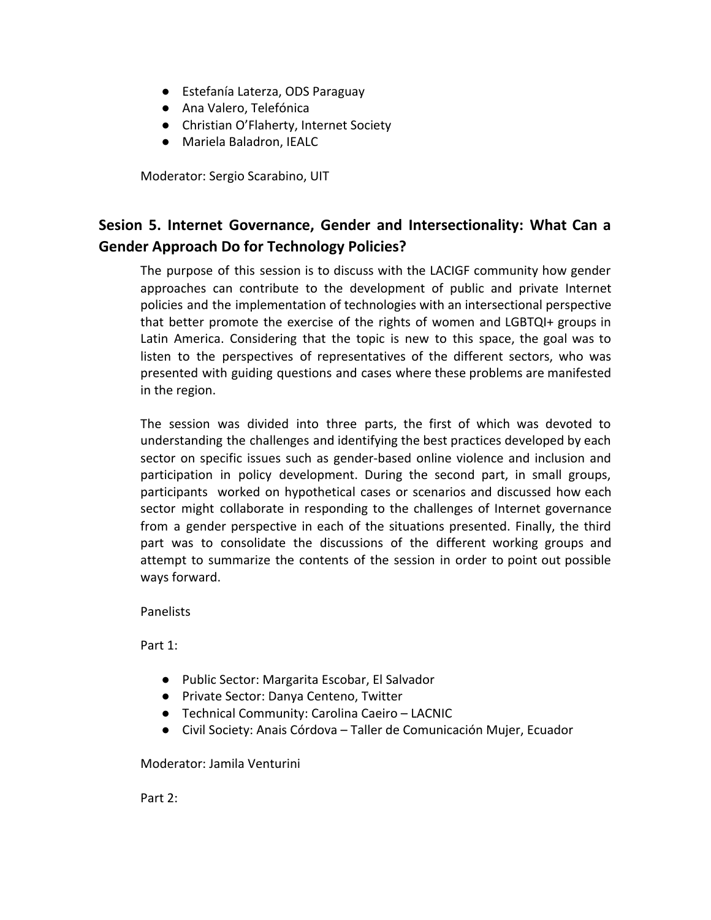- Estefanía Laterza, ODS Paraguay
- Ana Valero, Telefónica
- Christian O'Flaherty, Internet Society
- Mariela Baladron, IEALC

Moderator: Sergio Scarabino, UIT

## Sesion 5. Internet Governance, Gender and Intersectionality: What Can a Gender Approach Do for Technology Policies?

The purpose of this session is to discuss with the LACIGF community how gender approaches can contribute to the development of public and private Internet policies and the implementation of technologies with an intersectional perspective that better promote the exercise of the rights of women and LGBTQI+ groups in Latin America. Considering that the topic is new to this space, the goal was to listen to the perspectives of representatives of the different sectors, who was presented with guiding questions and cases where these problems are manifested in the region.

The session was divided into three parts, the first of which was devoted to understanding the challenges and identifying the best practices developed by each sector on specific issues such as gender-based online violence and inclusion and participation in policy development. During the second part, in small groups, participants worked on hypothetical cases or scenarios and discussed how each sector might collaborate in responding to the challenges of Internet governance from a gender perspective in each of the situations presented. Finally, the third part was to consolidate the discussions of the different working groups and attempt to summarize the contents of the session in order to point out possible ways forward.

Panelists

Part 1:

- Public Sector: Margarita Escobar, El Salvador
- Private Sector: Danya Centeno, Twitter
- Technical Community: Carolina Caeiro – LACNIC
- Civil Society: Anais Córdova – Taller de Comunicación Mujer, Ecuador

Moderator: Jamila Venturini

Part 2: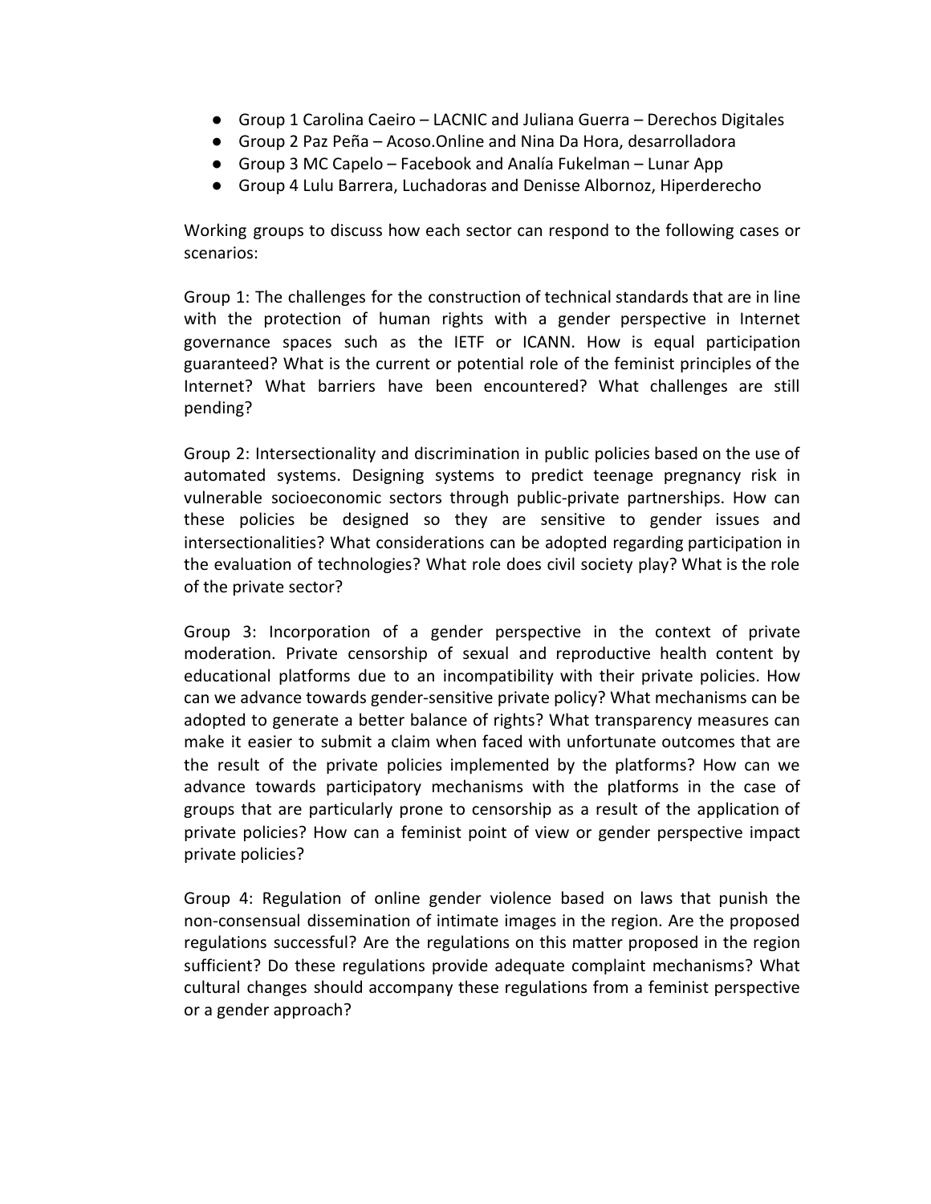- Group 1 Carolina Caeiro – LACNIC and Juliana Guerra – Derechos Digitales
- Group 2 Paz Peña – Acoso.Online and Nina Da Hora, desarrolladora
- Group 3 MC Capelo – Facebook and Analía Fukelman – Lunar App
- Group 4 Lulu Barrera, Luchadoras and Denisse Albornoz, Hiperderecho

Working groups to discuss how each sector can respond to the following cases or scenarios:

Group 1: The challenges for the construction of technical standards that are in line with the protection of human rights with a gender perspective in Internet governance spaces such as the IETF or ICANN. How is equal participation guaranteed? What is the current or potential role of the feminist principles of the Internet? What barriers have been encountered? What challenges are still pending?

Group 2: Intersectionality and discrimination in public policies based on the use of automated systems. Designing systems to predict teenage pregnancy risk in vulnerable socioeconomic sectors through public-private partnerships. How can these policies be designed so they are sensitive to gender issues and intersectionalities? What considerations can be adopted regarding participation in the evaluation of technologies? What role does civil society play? What is the role of the private sector?

Group 3: Incorporation of a gender perspective in the context of private moderation. Private censorship of sexual and reproductive health content by educational platforms due to an incompatibility with their private policies. How can we advance towards gender-sensitive private policy? What mechanisms can be adopted to generate a better balance of rights? What transparency measures can make it easier to submit a claim when faced with unfortunate outcomes that are the result of the private policies implemented by the platforms? How can we advance towards participatory mechanisms with the platforms in the case of groups that are particularly prone to censorship as a result of the application of private policies? How can a feminist point of view or gender perspective impact private policies?

Group 4: Regulation of online gender violence based on laws that punish the non-consensual dissemination of intimate images in the region. Are the proposed regulations successful? Are the regulations on this matter proposed in the region sufficient? Do these regulations provide adequate complaint mechanisms? What cultural changes should accompany these regulations from a feminist perspective or a gender approach?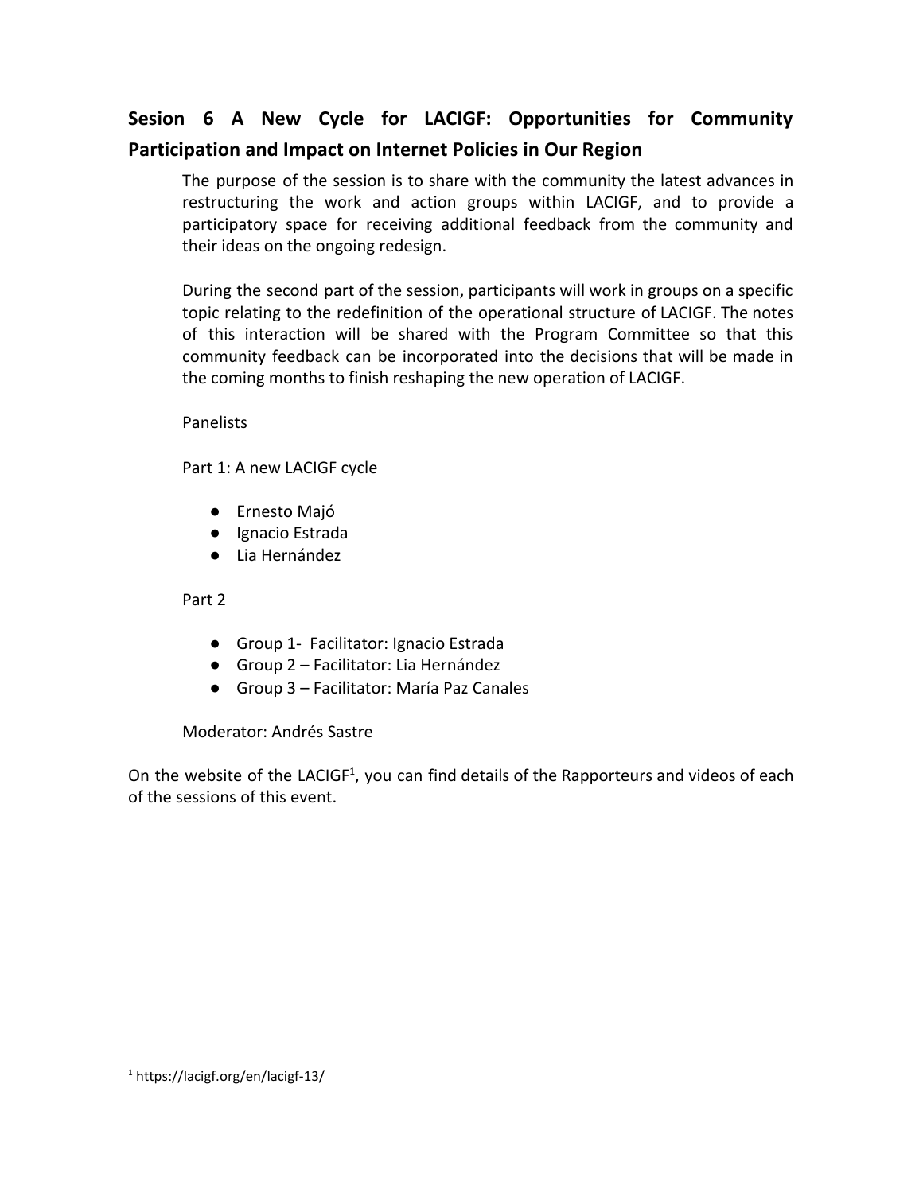## Sesion 6 A New Cycle for LACIGF: Opportunities for Community Participation and Impact on Internet Policies in Our Region

The purpose of the session is to share with the community the latest advances in restructuring the work and action groups within LACIGF, and to provide a participatory space for receiving additional feedback from the community and their ideas on the ongoing redesign.

During the second part of the session, participants will work in groups on a specific topic relating to the redefinition of the operational structure of LACIGF. The notes of this interaction will be shared with the Program Committee so that this community feedback can be incorporated into the decisions that will be made in the coming months to finish reshaping the new operation of LACIGF.

Panelists

Part 1: A new LACIGF cycle

- Ernesto Majó
- Ignacio Estrada
- Lia Hernández

Part 2

- Group 1- Facilitator: Ignacio Estrada
- Group 2 – Facilitator: Lia Hernández
- Group 3 – Facilitator: María Paz Canales

Moderator: Andrés Sastre

On the website of the LACIGF[1], you can find details of the Rapporteurs and videos of each of the sessions of this event.

[1] https://lacigf.org/en/lacigf-13/